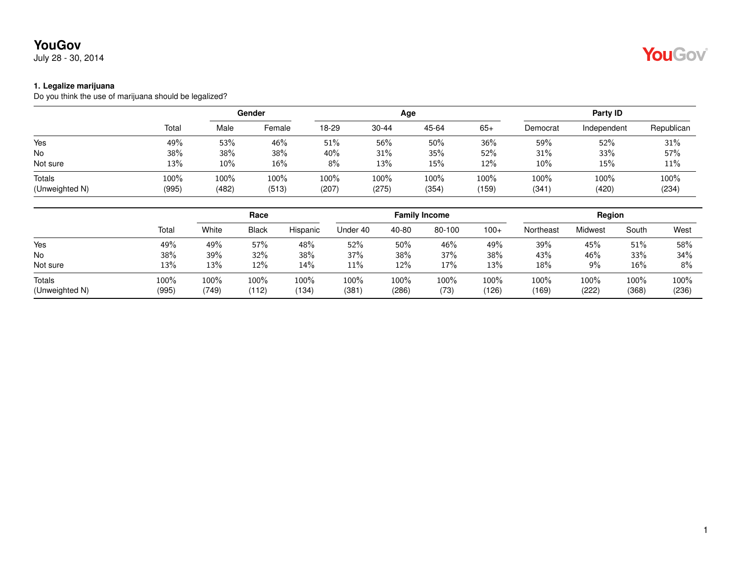# YouGov

July 28 - 30, 2014

**1. Legalize marijuana**

Do you think the use of marijuana should be legalized?

| | | Gender | | Age | | | | Party ID | | |
|---|---|---|---|---|---|---|---|---|---|---|
| | Total | Male | Female | 18-29 | 30-44 | 45-64 | 65+ | Democrat | Independent | Republican |
| Yes | 49% | 53% | 46% | 51% | 56% | 50% | 36% | 59% | 52% | 31% |
| No | 38% | 38% | 38% | 40% | 31% | 35% | 52% | 31% | 33% | 57% |
| Not sure | 13% | 10% | 16% | 8% | 13% | 15% | 12% | 10% | 15% | 11% |
| Totals | 100% | 100% | 100% | 100% | 100% | 100% | 100% | 100% | 100% | 100% |
| (Unweighted N) | (995) | (482) | (513) | (207) | (275) | (354) | (159) | (341) | (420) | (234) |

| | | Race | | | Family Income | | | | Region | | | |
|---|---|---|---|---|---|---|---|---|---|---|---|---|
| | Total | White | Black | Hispanic | Under 40 | 40-80 | 80-100 | 100+ | Northeast | Midwest | South | West |
| Yes | 49% | 49% | 57% | 48% | 52% | 50% | 46% | 49% | 39% | 45% | 51% | 58% |
| No | 38% | 39% | 32% | 38% | 37% | 38% | 37% | 38% | 43% | 46% | 33% | 34% |
| Not sure | 13% | 13% | 12% | 14% | 11% | 12% | 17% | 13% | 18% | 9% | 16% | 8% |
| Totals | 100% | 100% | 100% | 100% | 100% | 100% | 100% | 100% | 100% | 100% | 100% | 100% |
| (Unweighted N) | (995) | (749) | (112) | (134) | (381) | (286) | (73) | (126) | (169) | (222) | (368) | (236) |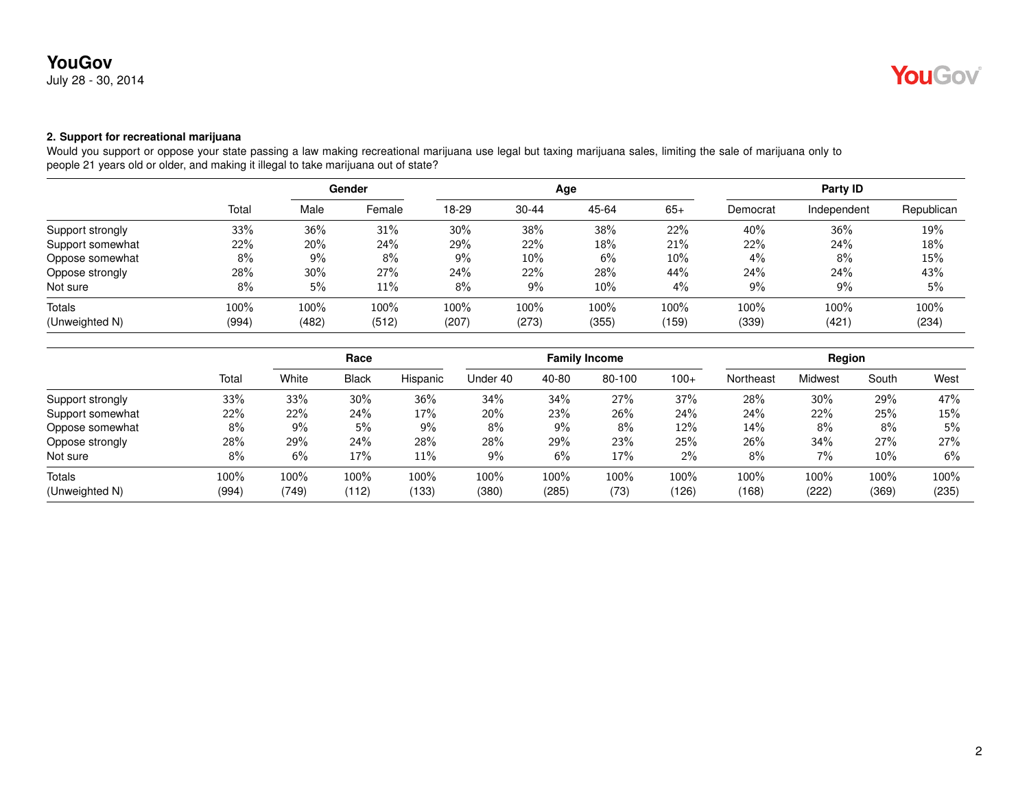## 2. Support for recreational marijuana

Would you support or oppose your state passing a law making recreational marijuana use legal but taxing marijuana sales, limiting the sale of marijuana only to people 21 years old or older, and making it illegal to take marijuana out of state?

| | | Gender | | Age | | | | Party ID | | |
|---|---|---|---|---|---|---|---|---|---|---|
| | Total | Male | Female | 18-29 | 30-44 | 45-64 | 65+ | Democrat | Independent | Republican |
| Support strongly | 33% | 36% | 31% | 30% | 38% | 38% | 22% | 40% | 36% | 19% |
| Support somewhat | 22% | 20% | 24% | 29% | 22% | 18% | 21% | 22% | 24% | 18% |
| Oppose somewhat | 8% | 9% | 8% | 9% | 10% | 6% | 10% | 4% | 8% | 15% |
| Oppose strongly | 28% | 30% | 27% | 24% | 22% | 28% | 44% | 24% | 24% | 43% |
| Not sure | 8% | 5% | 11% | 8% | 9% | 10% | 4% | 9% | 9% | 5% |
| Totals | 100% | 100% | 100% | 100% | 100% | 100% | 100% | 100% | 100% | 100% |
| (Unweighted N) | (994) | (482) | (512) | (207) | (273) | (355) | (159) | (339) | (421) | (234) |

| | | Race | | | Family Income | | | | Region | | | |
|---|---|---|---|---|---|---|---|---|---|---|---|---|
| | Total | White | Black | Hispanic | Under 40 | 40-80 | 80-100 | 100+ | Northeast | Midwest | South | West |
| Support strongly | 33% | 33% | 30% | 36% | 34% | 34% | 27% | 37% | 28% | 30% | 29% | 47% |
| Support somewhat | 22% | 22% | 24% | 17% | 20% | 23% | 26% | 24% | 24% | 22% | 25% | 15% |
| Oppose somewhat | 8% | 9% | 5% | 9% | 8% | 9% | 8% | 12% | 14% | 8% | 8% | 5% |
| Oppose strongly | 28% | 29% | 24% | 28% | 28% | 29% | 23% | 25% | 26% | 34% | 27% | 27% |
| Not sure | 8% | 6% | 17% | 11% | 9% | 6% | 17% | 2% | 8% | 7% | 10% | 6% |
| Totals | 100% | 100% | 100% | 100% | 100% | 100% | 100% | 100% | 100% | 100% | 100% | 100% |
| (Unweighted N) | (994) | (749) | (112) | (133) | (380) | (285) | (73) | (126) | (168) | (222) | (369) | (235) |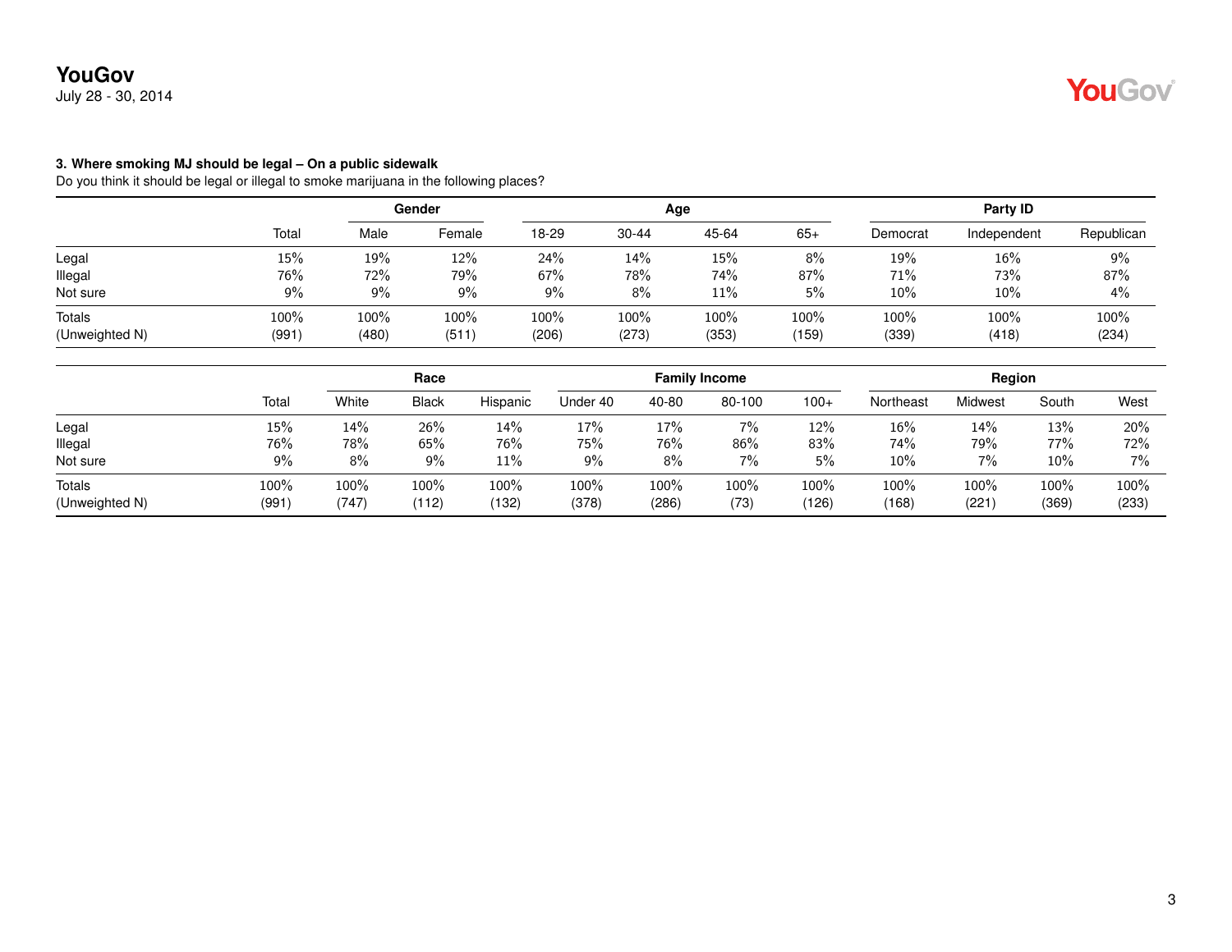**YouGov**
July 28 - 30, 2014

**3. Where smoking MJ should be legal – On a public sidewalk**
Do you think it should be legal or illegal to smoke marijuana in the following places?

| | | Gender | | Age | | | | Party ID | | |
|---|---|---|---|---|---|---|---|---|---|---|
| | Total | Male | Female | 18-29 | 30-44 | 45-64 | 65+ | Democrat | Independent | Republican |
| Legal | 15% | 19% | 12% | 24% | 14% | 15% | 8% | 19% | 16% | 9% |
| Illegal | 76% | 72% | 79% | 67% | 78% | 74% | 87% | 71% | 73% | 87% |
| Not sure | 9% | 9% | 9% | 9% | 8% | 11% | 5% | 10% | 10% | 4% |
| Totals | 100% | 100% | 100% | 100% | 100% | 100% | 100% | 100% | 100% | 100% |
| (Unweighted N) | (991) | (480) | (511) | (206) | (273) | (353) | (159) | (339) | (418) | (234) |

| | | Race | | | Family Income | | | | Region | | | |
|---|---|---|---|---|---|---|---|---|---|---|---|---|
| | Total | White | Black | Hispanic | Under 40 | 40-80 | 80-100 | 100+ | Northeast | Midwest | South | West |
| Legal | 15% | 14% | 26% | 14% | 17% | 17% | 7% | 12% | 16% | 14% | 13% | 20% |
| Illegal | 76% | 78% | 65% | 76% | 75% | 76% | 86% | 83% | 74% | 79% | 77% | 72% |
| Not sure | 9% | 8% | 9% | 11% | 9% | 8% | 7% | 5% | 10% | 7% | 10% | 7% |
| Totals | 100% | 100% | 100% | 100% | 100% | 100% | 100% | 100% | 100% | 100% | 100% | 100% |
| (Unweighted N) | (991) | (747) | (112) | (132) | (378) | (286) | (73) | (126) | (168) | (221) | (369) | (233) |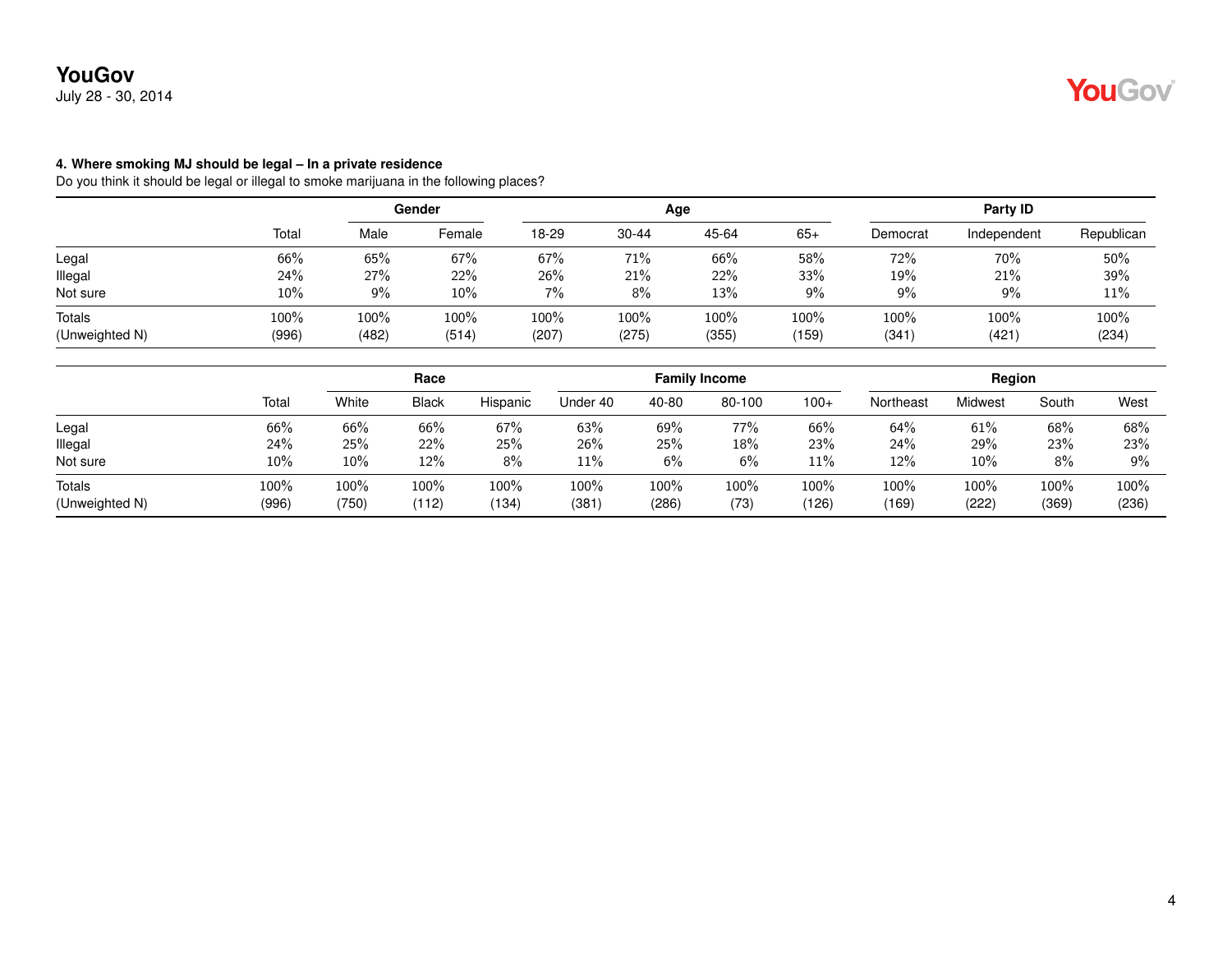**YouGov**
July 28 - 30, 2014

**4. Where smoking MJ should be legal – In a private residence**
Do you think it should be legal or illegal to smoke marijuana in the following places?

| | | Gender | | Age | | | | Party ID | | |
|---|---|---|---|---|---|---|---|---|---|---|
| | Total | Male | Female | 18-29 | 30-44 | 45-64 | 65+ | Democrat | Independent | Republican |
| Legal | 66% | 65% | 67% | 67% | 71% | 66% | 58% | 72% | 70% | 50% |
| Illegal | 24% | 27% | 22% | 26% | 21% | 22% | 33% | 19% | 21% | 39% |
| Not sure | 10% | 9% | 10% | 7% | 8% | 13% | 9% | 9% | 9% | 11% |
| Totals | 100% | 100% | 100% | 100% | 100% | 100% | 100% | 100% | 100% | 100% |
| (Unweighted N) | (996) | (482) | (514) | (207) | (275) | (355) | (159) | (341) | (421) | (234) |

| | | Race | | | Family Income | | | | Region | | | |
|---|---|---|---|---|---|---|---|---|---|---|---|---|
| | Total | White | Black | Hispanic | Under 40 | 40-80 | 80-100 | 100+ | Northeast | Midwest | South | West |
| Legal | 66% | 66% | 66% | 67% | 63% | 69% | 77% | 66% | 64% | 61% | 68% | 68% |
| Illegal | 24% | 25% | 22% | 25% | 26% | 25% | 18% | 23% | 24% | 29% | 23% | 23% |
| Not sure | 10% | 10% | 12% | 8% | 11% | 6% | 6% | 11% | 12% | 10% | 8% | 9% |
| Totals | 100% | 100% | 100% | 100% | 100% | 100% | 100% | 100% | 100% | 100% | 100% | 100% |
| (Unweighted N) | (996) | (750) | (112) | (134) | (381) | (286) | (73) | (126) | (169) | (222) | (369) | (236) |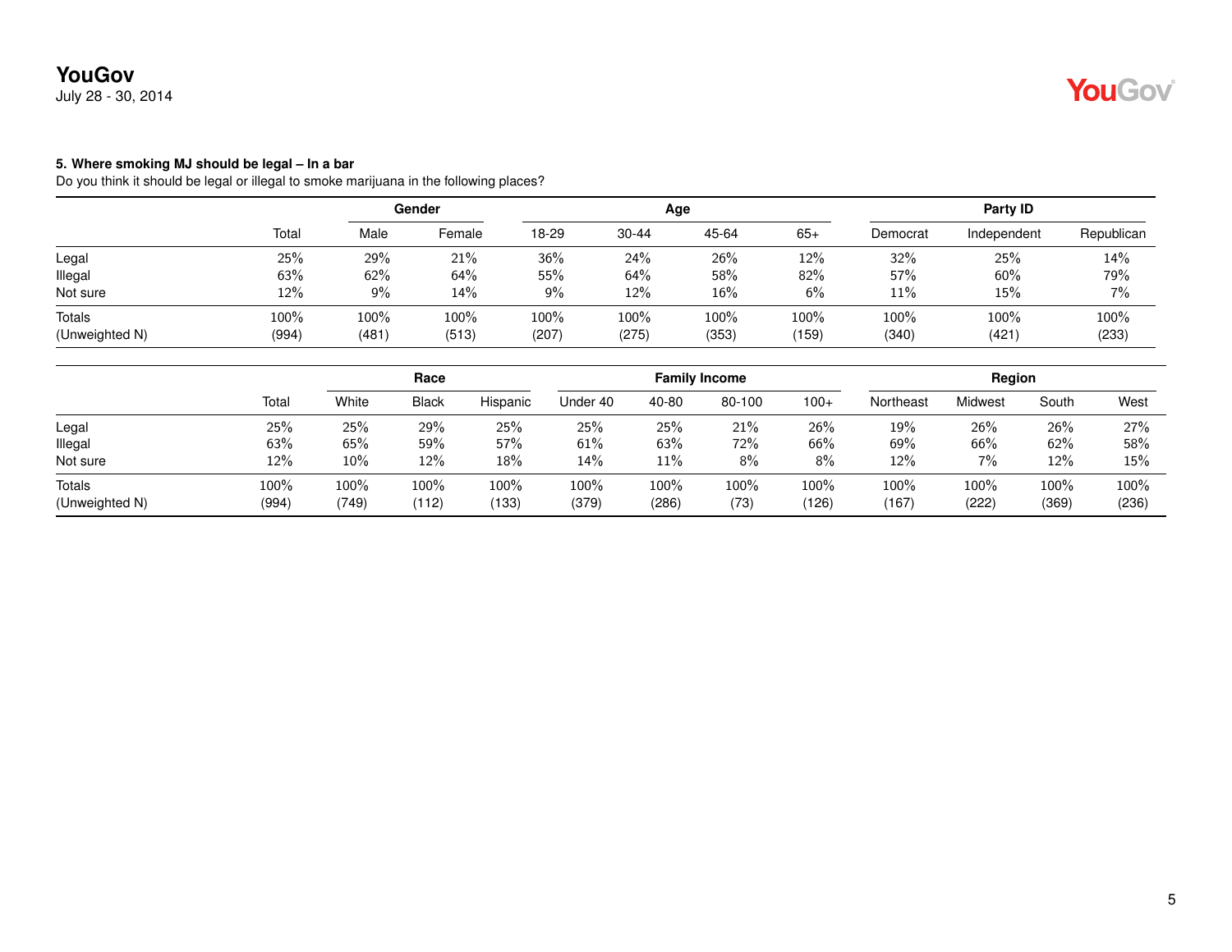**YouGov**
July 28 - 30, 2014

**5. Where smoking MJ should be legal – In a bar**
Do you think it should be legal or illegal to smoke marijuana in the following places?

| | | Gender | | Age | | | | Party ID | | |
|---|---|---|---|---|---|---|---|---|---|---|
| | Total | Male | Female | 18-29 | 30-44 | 45-64 | 65+ | Democrat | Independent | Republican |
| Legal | 25% | 29% | 21% | 36% | 24% | 26% | 12% | 32% | 25% | 14% |
| Illegal | 63% | 62% | 64% | 55% | 64% | 58% | 82% | 57% | 60% | 79% |
| Not sure | 12% | 9% | 14% | 9% | 12% | 16% | 6% | 11% | 15% | 7% |
| Totals | 100% | 100% | 100% | 100% | 100% | 100% | 100% | 100% | 100% | 100% |
| (Unweighted N) | (994) | (481) | (513) | (207) | (275) | (353) | (159) | (340) | (421) | (233) |

| | | Race | | | Family Income | | | | Region | | | |
|---|---|---|---|---|---|---|---|---|---|---|---|---|
| | Total | White | Black | Hispanic | Under 40 | 40-80 | 80-100 | 100+ | Northeast | Midwest | South | West |
| Legal | 25% | 25% | 29% | 25% | 25% | 25% | 21% | 26% | 19% | 26% | 26% | 27% |
| Illegal | 63% | 65% | 59% | 57% | 61% | 63% | 72% | 66% | 69% | 66% | 62% | 58% |
| Not sure | 12% | 10% | 12% | 18% | 14% | 11% | 8% | 8% | 12% | 7% | 12% | 15% |
| Totals | 100% | 100% | 100% | 100% | 100% | 100% | 100% | 100% | 100% | 100% | 100% | 100% |
| (Unweighted N) | (994) | (749) | (112) | (133) | (379) | (286) | (73) | (126) | (167) | (222) | (369) | (236) |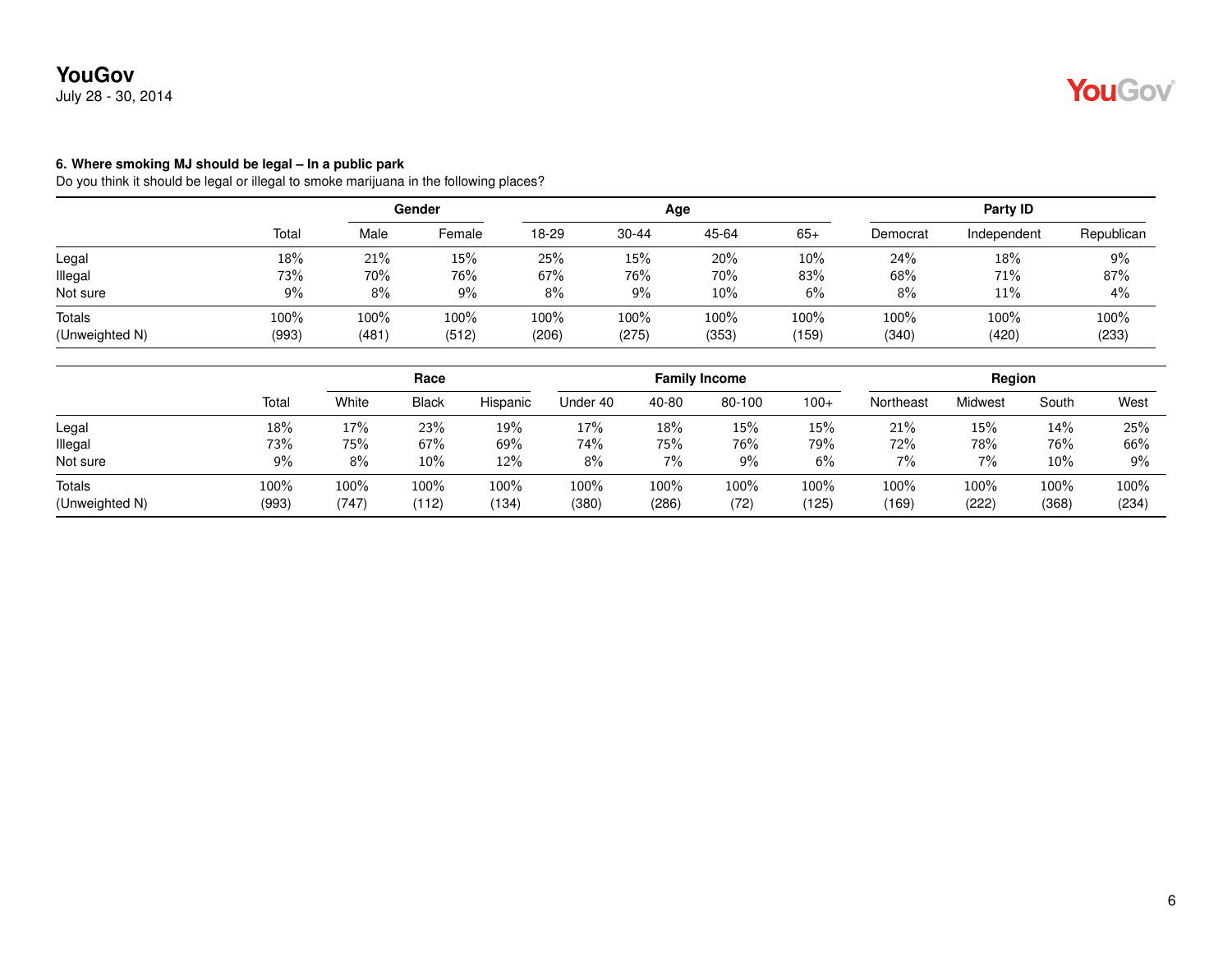**YouGov**
July 28 - 30, 2014

### 6. Where smoking MJ should be legal – In a public park

Do you think it should be legal or illegal to smoke marijuana in the following places?

| | | Gender | | Age | | | | Party ID | | |
|---|---|---|---|---|---|---|---|---|---|---|
| | Total | Male | Female | 18-29 | 30-44 | 45-64 | 65+ | Democrat | Independent | Republican |
| Legal | 18% | 21% | 15% | 25% | 15% | 20% | 10% | 24% | 18% | 9% |
| Illegal | 73% | 70% | 76% | 67% | 76% | 70% | 83% | 68% | 71% | 87% |
| Not sure | 9% | 8% | 9% | 8% | 9% | 10% | 6% | 8% | 11% | 4% |
| Totals | 100% | 100% | 100% | 100% | 100% | 100% | 100% | 100% | 100% | 100% |
| (Unweighted N) | (993) | (481) | (512) | (206) | (275) | (353) | (159) | (340) | (420) | (233) |

| | | Race | | | Family Income | | | | Region | | | |
|---|---|---|---|---|---|---|---|---|---|---|---|---|
| | Total | White | Black | Hispanic | Under 40 | 40-80 | 80-100 | 100+ | Northeast | Midwest | South | West |
| Legal | 18% | 17% | 23% | 19% | 17% | 18% | 15% | 15% | 21% | 15% | 14% | 25% |
| Illegal | 73% | 75% | 67% | 69% | 74% | 75% | 76% | 79% | 72% | 78% | 76% | 66% |
| Not sure | 9% | 8% | 10% | 12% | 8% | 7% | 9% | 6% | 7% | 7% | 10% | 9% |
| Totals | 100% | 100% | 100% | 100% | 100% | 100% | 100% | 100% | 100% | 100% | 100% | 100% |
| (Unweighted N) | (993) | (747) | (112) | (134) | (380) | (286) | (72) | (125) | (169) | (222) | (368) | (234) |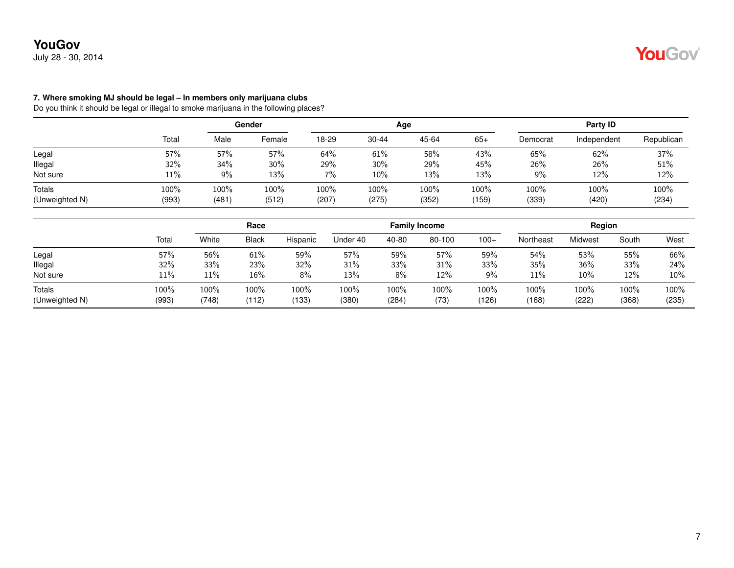**YouGov**
July 28 - 30, 2014

### 7. Where smoking MJ should be legal – In members only marijuana clubs

Do you think it should be legal or illegal to smoke marijuana in the following places?

| | | Gender | | Age | | | | Party ID | | |
|---|---|---|---|---|---|---|---|---|---|---|
| | Total | Male | Female | 18-29 | 30-44 | 45-64 | 65+ | Democrat | Independent | Republican |
| Legal | 57% | 57% | 57% | 64% | 61% | 58% | 43% | 65% | 62% | 37% |
| Illegal | 32% | 34% | 30% | 29% | 30% | 29% | 45% | 26% | 26% | 51% |
| Not sure | 11% | 9% | 13% | 7% | 10% | 13% | 13% | 9% | 12% | 12% |
| Totals | 100% | 100% | 100% | 100% | 100% | 100% | 100% | 100% | 100% | 100% |
| (Unweighted N) | (993) | (481) | (512) | (207) | (275) | (352) | (159) | (339) | (420) | (234) |

| | | Race | | | Family Income | | | | Region | | | |
|---|---|---|---|---|---|---|---|---|---|---|---|---|
| | Total | White | Black | Hispanic | Under 40 | 40-80 | 80-100 | 100+ | Northeast | Midwest | South | West |
| Legal | 57% | 56% | 61% | 59% | 57% | 59% | 57% | 59% | 54% | 53% | 55% | 66% |
| Illegal | 32% | 33% | 23% | 32% | 31% | 33% | 31% | 33% | 35% | 36% | 33% | 24% |
| Not sure | 11% | 11% | 16% | 8% | 13% | 8% | 12% | 9% | 11% | 10% | 12% | 10% |
| Totals | 100% | 100% | 100% | 100% | 100% | 100% | 100% | 100% | 100% | 100% | 100% | 100% |
| (Unweighted N) | (993) | (748) | (112) | (133) | (380) | (284) | (73) | (126) | (168) | (222) | (368) | (235) |